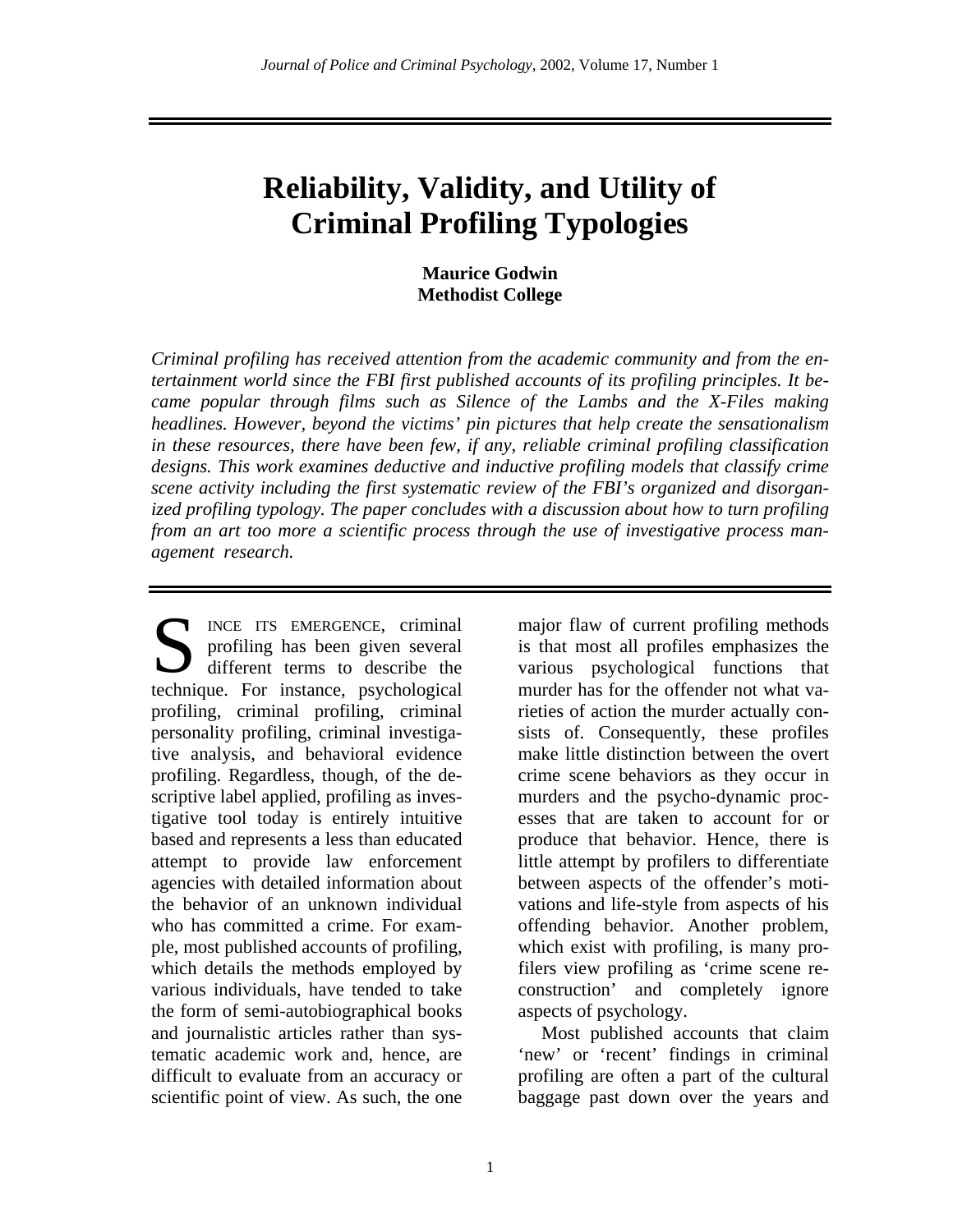# Reliability, Validity, and Utility of Criminal Profiling Typologies

**Maurice Godwin**
**Methodist College**

*Criminal profiling has received attention from the academic community and from the entertainment world since the FBI first published accounts of its profiling principles. It became popular through films such as Silence of the Lambs and the X-Files making headlines. However, beyond the victims' pin pictures that help create the sensationalism in these resources, there have been few, if any, reliable criminal profiling classification designs. This work examines deductive and inductive profiling models that classify crime scene activity including the first systematic review of the FBI's organized and disorganized profiling typology. The paper concludes with a discussion about how to turn profiling from an art too more a scientific process through the use of investigative process management research.*

SINCE ITS EMERGENCE, criminal profiling has been given several different terms to describe the technique. For instance, psychological profiling, criminal profiling, criminal personality profiling, criminal investigative analysis, and behavioral evidence profiling. Regardless, though, of the descriptive label applied, profiling as investigative tool today is entirely intuitive based and represents a less than educated attempt to provide law enforcement agencies with detailed information about the behavior of an unknown individual who has committed a crime. For example, most published accounts of profiling, which details the methods employed by various individuals, have tended to take the form of semi-autobiographical books and journalistic articles rather than systematic academic work and, hence, are difficult to evaluate from an accuracy or scientific point of view. As such, the one major flaw of current profiling methods is that most all profiles emphasizes the various psychological functions that murder has for the offender not what varieties of action the murder actually consists of. Consequently, these profiles make little distinction between the overt crime scene behaviors as they occur in murders and the psycho-dynamic processes that are taken to account for or produce that behavior. Hence, there is little attempt by profilers to differentiate between aspects of the offender's motivations and life-style from aspects of his offending behavior. Another problem, which exist with profiling, is many profilers view profiling as 'crime scene reconstruction' and completely ignore aspects of psychology.

Most published accounts that claim 'new' or 'recent' findings in criminal profiling are often a part of the cultural baggage past down over the years and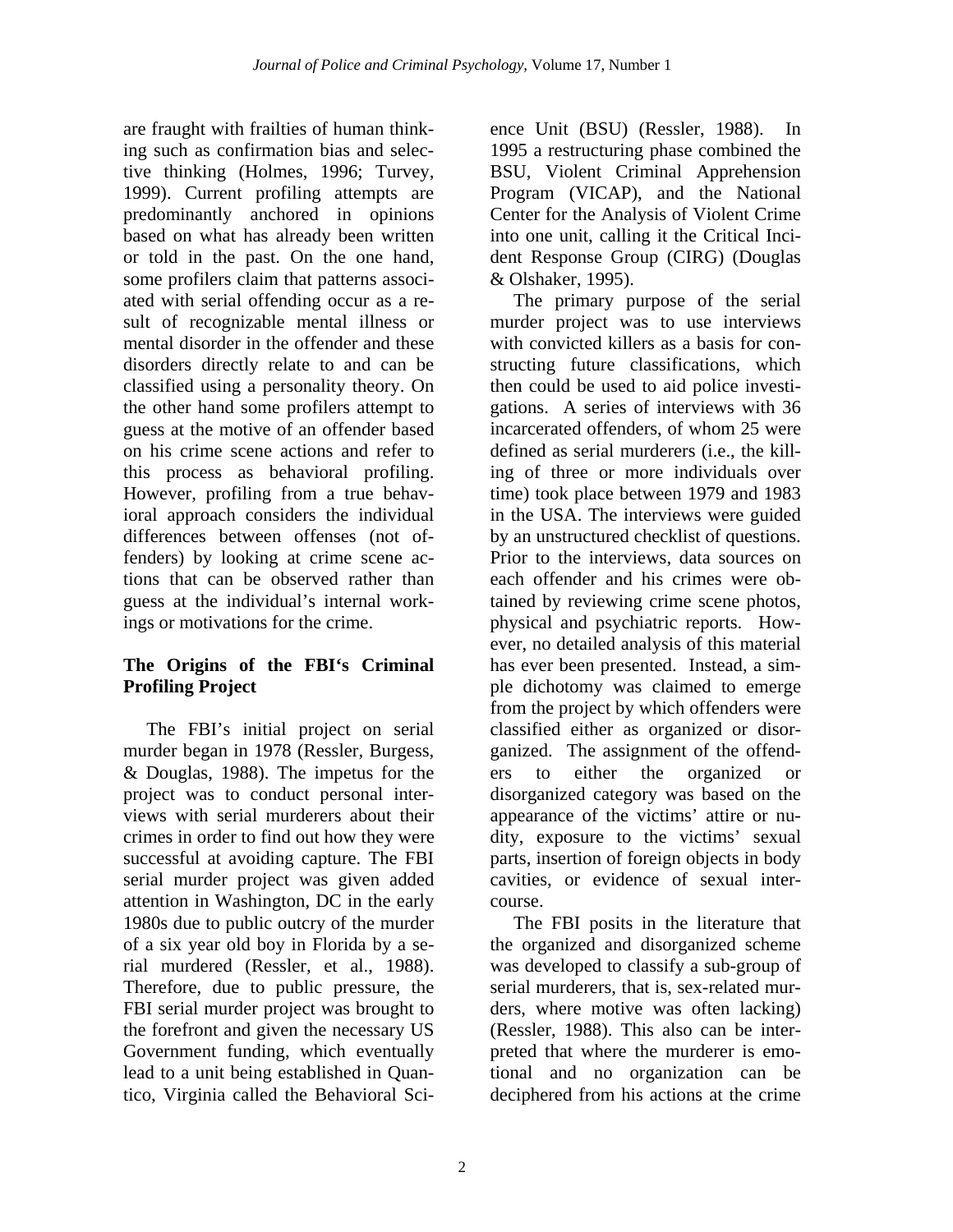are fraught with frailties of human thinking such as confirmation bias and selective thinking (Holmes, 1996; Turvey, 1999). Current profiling attempts are predominantly anchored in opinions based on what has already been written or told in the past. On the one hand, some profilers claim that patterns associated with serial offending occur as a result of recognizable mental illness or mental disorder in the offender and these disorders directly relate to and can be classified using a personality theory. On the other hand some profilers attempt to guess at the motive of an offender based on his crime scene actions and refer to this process as behavioral profiling. However, profiling from a true behavioral approach considers the individual differences between offenses (not offenders) by looking at crime scene actions that can be observed rather than guess at the individual's internal workings or motivations for the crime.

## The Origins of the FBI's Criminal Profiling Project

The FBI's initial project on serial murder began in 1978 (Ressler, Burgess, & Douglas, 1988). The impetus for the project was to conduct personal interviews with serial murderers about their crimes in order to find out how they were successful at avoiding capture. The FBI serial murder project was given added attention in Washington, DC in the early 1980s due to public outcry of the murder of a six year old boy in Florida by a serial murdered (Ressler, et al., 1988). Therefore, due to public pressure, the FBI serial murder project was brought to the forefront and given the necessary US Government funding, which eventually lead to a unit being established in Quantico, Virginia called the Behavioral Science Unit (BSU) (Ressler, 1988). In 1995 a restructuring phase combined the BSU, Violent Criminal Apprehension Program (VICAP), and the National Center for the Analysis of Violent Crime into one unit, calling it the Critical Incident Response Group (CIRG) (Douglas & Olshaker, 1995).

The primary purpose of the serial murder project was to use interviews with convicted killers as a basis for constructing future classifications, which then could be used to aid police investigations. A series of interviews with 36 incarcerated offenders, of whom 25 were defined as serial murderers (i.e., the killing of three or more individuals over time) took place between 1979 and 1983 in the USA. The interviews were guided by an unstructured checklist of questions. Prior to the interviews, data sources on each offender and his crimes were obtained by reviewing crime scene photos, physical and psychiatric reports. However, no detailed analysis of this material has ever been presented. Instead, a simple dichotomy was claimed to emerge from the project by which offenders were classified either as organized or disorganized. The assignment of the offenders to either the organized or disorganized category was based on the appearance of the victims' attire or nudity, exposure to the victims' sexual parts, insertion of foreign objects in body cavities, or evidence of sexual intercourse.

The FBI posits in the literature that the organized and disorganized scheme was developed to classify a sub-group of serial murderers, that is, sex-related murders, where motive was often lacking) (Ressler, 1988). This also can be interpreted that where the murderer is emotional and no organization can be deciphered from his actions at the crime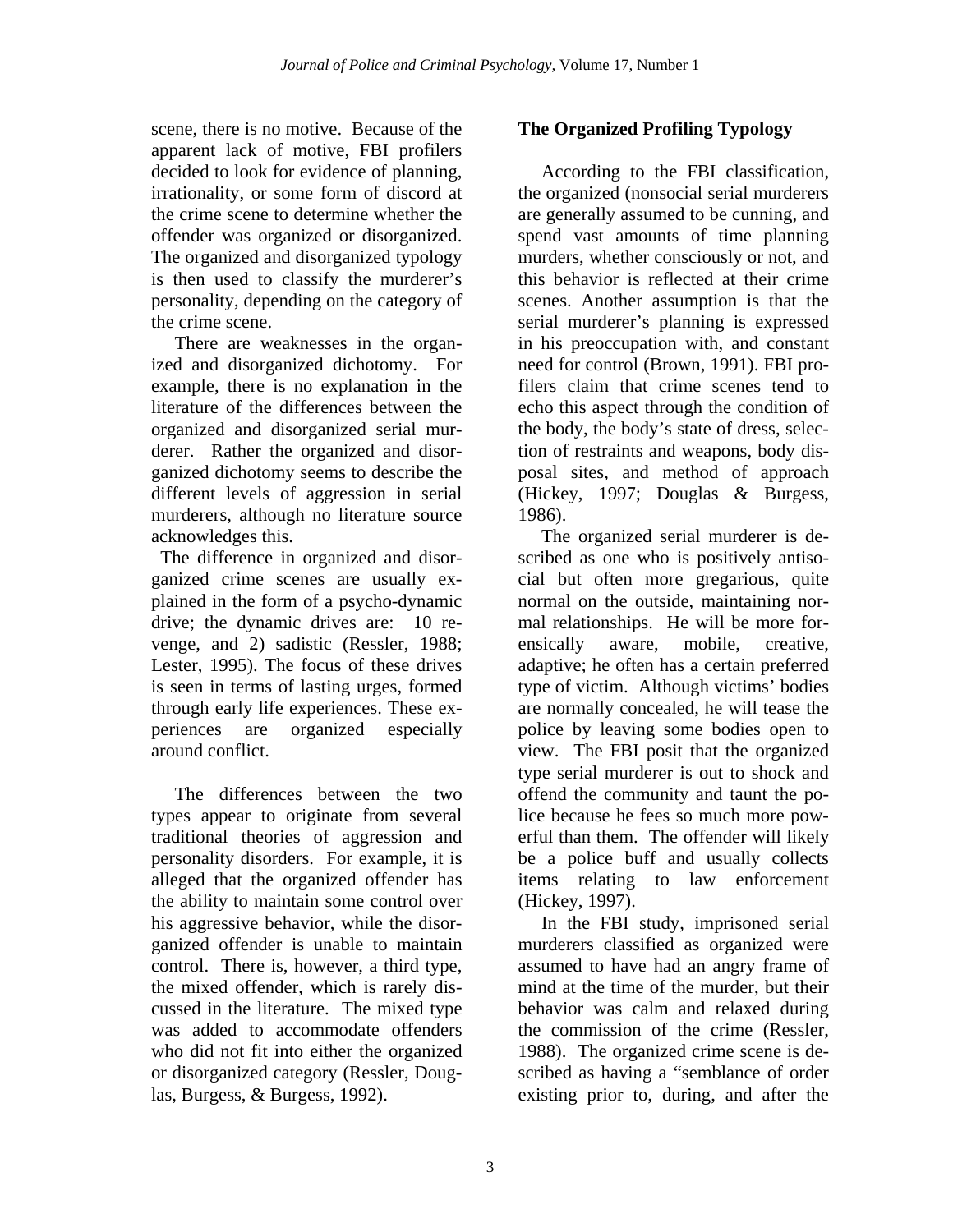scene, there is no motive. Because of the apparent lack of motive, FBI profilers decided to look for evidence of planning, irrationality, or some form of discord at the crime scene to determine whether the offender was organized or disorganized. The organized and disorganized typology is then used to classify the murderer's personality, depending on the category of the crime scene.

There are weaknesses in the organized and disorganized dichotomy. For example, there is no explanation in the literature of the differences between the organized and disorganized serial murderer. Rather the organized and disorganized dichotomy seems to describe the different levels of aggression in serial murderers, although no literature source acknowledges this.

The difference in organized and disorganized crime scenes are usually explained in the form of a psycho-dynamic drive; the dynamic drives are: 10 revenge, and 2) sadistic (Ressler, 1988; Lester, 1995). The focus of these drives is seen in terms of lasting urges, formed through early life experiences. These experiences are organized especially around conflict.

The differences between the two types appear to originate from several traditional theories of aggression and personality disorders. For example, it is alleged that the organized offender has the ability to maintain some control over his aggressive behavior, while the disorganized offender is unable to maintain control. There is, however, a third type, the mixed offender, which is rarely discussed in the literature. The mixed type was added to accommodate offenders who did not fit into either the organized or disorganized category (Ressler, Douglas, Burgess, & Burgess, 1992).

## The Organized Profiling Typology

According to the FBI classification, the organized (nonsocial serial murderers are generally assumed to be cunning, and spend vast amounts of time planning murders, whether consciously or not, and this behavior is reflected at their crime scenes. Another assumption is that the serial murderer's planning is expressed in his preoccupation with, and constant need for control (Brown, 1991). FBI profilers claim that crime scenes tend to echo this aspect through the condition of the body, the body's state of dress, selection of restraints and weapons, body disposal sites, and method of approach (Hickey, 1997; Douglas & Burgess, 1986).

The organized serial murderer is described as one who is positively antisocial but often more gregarious, quite normal on the outside, maintaining normal relationships. He will be more forensically aware, mobile, creative, adaptive; he often has a certain preferred type of victim. Although victims' bodies are normally concealed, he will tease the police by leaving some bodies open to view. The FBI posit that the organized type serial murderer is out to shock and offend the community and taunt the police because he fees so much more powerful than them. The offender will likely be a police buff and usually collects items relating to law enforcement (Hickey, 1997).

In the FBI study, imprisoned serial murderers classified as organized were assumed to have had an angry frame of mind at the time of the murder, but their behavior was calm and relaxed during the commission of the crime (Ressler, 1988). The organized crime scene is described as having a "semblance of order existing prior to, during, and after the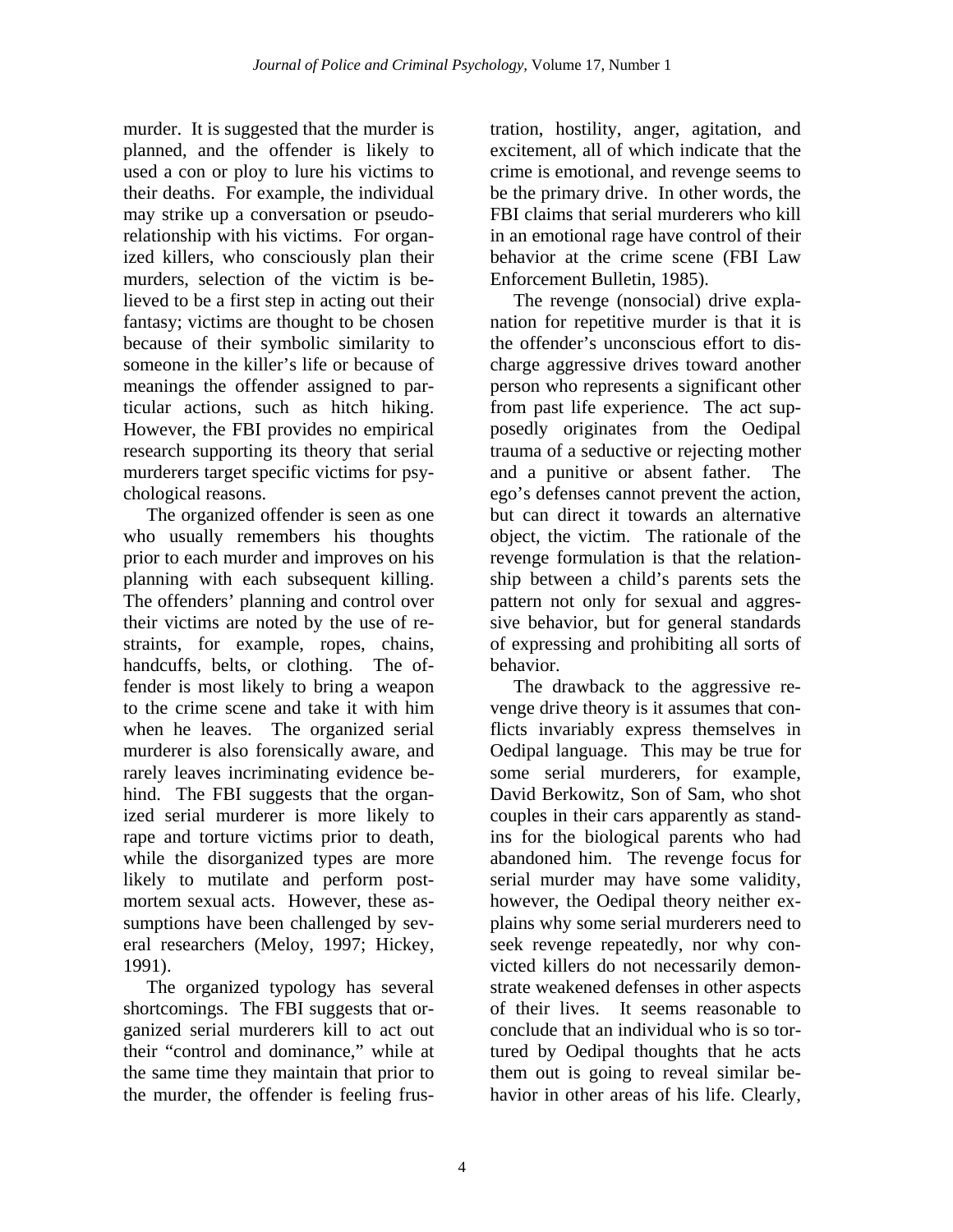murder. It is suggested that the murder is planned, and the offender is likely to used a con or ploy to lure his victims to their deaths. For example, the individual may strike up a conversation or pseudo-relationship with his victims. For organized killers, who consciously plan their murders, selection of the victim is believed to be a first step in acting out their fantasy; victims are thought to be chosen because of their symbolic similarity to someone in the killer's life or because of meanings the offender assigned to particular actions, such as hitch hiking. However, the FBI provides no empirical research supporting its theory that serial murderers target specific victims for psychological reasons.

The organized offender is seen as one who usually remembers his thoughts prior to each murder and improves on his planning with each subsequent killing. The offenders' planning and control over their victims are noted by the use of restraints, for example, ropes, chains, handcuffs, belts, or clothing. The offender is most likely to bring a weapon to the crime scene and take it with him when he leaves. The organized serial murderer is also forensically aware, and rarely leaves incriminating evidence behind. The FBI suggests that the organized serial murderer is more likely to rape and torture victims prior to death, while the disorganized types are more likely to mutilate and perform post-mortem sexual acts. However, these assumptions have been challenged by several researchers (Meloy, 1997; Hickey, 1991).

The organized typology has several shortcomings. The FBI suggests that organized serial murderers kill to act out their "control and dominance," while at the same time they maintain that prior to the murder, the offender is feeling frustration, hostility, anger, agitation, and excitement, all of which indicate that the crime is emotional, and revenge seems to be the primary drive. In other words, the FBI claims that serial murderers who kill in an emotional rage have control of their behavior at the crime scene (FBI Law Enforcement Bulletin, 1985).

The revenge (nonsocial) drive explanation for repetitive murder is that it is the offender's unconscious effort to discharge aggressive drives toward another person who represents a significant other from past life experience. The act supposedly originates from the Oedipal trauma of a seductive or rejecting mother and a punitive or absent father. The ego's defenses cannot prevent the action, but can direct it towards an alternative object, the victim. The rationale of the revenge formulation is that the relationship between a child's parents sets the pattern not only for sexual and aggressive behavior, but for general standards of expressing and prohibiting all sorts of behavior.

The drawback to the aggressive revenge drive theory is it assumes that conflicts invariably express themselves in Oedipal language. This may be true for some serial murderers, for example, David Berkowitz, Son of Sam, who shot couples in their cars apparently as stand-ins for the biological parents who had abandoned him. The revenge focus for serial murder may have some validity, however, the Oedipal theory neither explains why some serial murderers need to seek revenge repeatedly, nor why convicted killers do not necessarily demonstrate weakened defenses in other aspects of their lives. It seems reasonable to conclude that an individual who is so tortured by Oedipal thoughts that he acts them out is going to reveal similar behavior in other areas of his life. Clearly,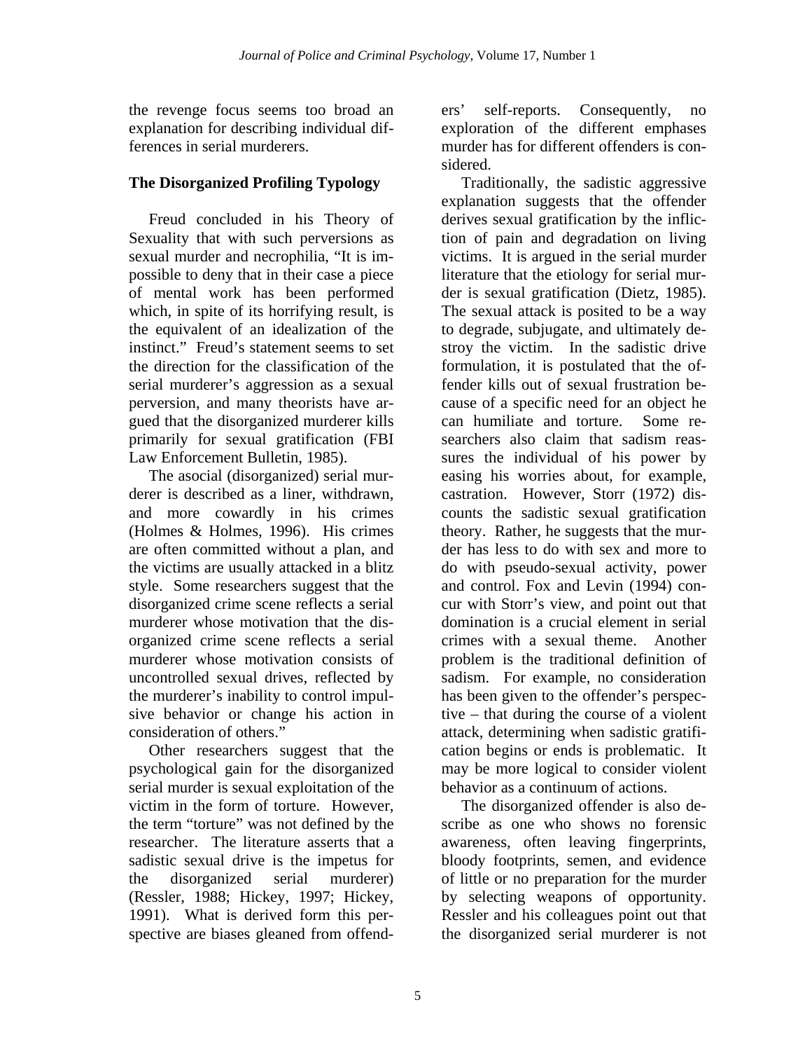the revenge focus seems too broad an explanation for describing individual differences in serial murderers.

## The Disorganized Profiling Typology

Freud concluded in his Theory of Sexuality that with such perversions as sexual murder and necrophilia, "It is impossible to deny that in their case a piece of mental work has been performed which, in spite of its horrifying result, is the equivalent of an idealization of the instinct." Freud's statement seems to set the direction for the classification of the serial murderer's aggression as a sexual perversion, and many theorists have argued that the disorganized murderer kills primarily for sexual gratification (FBI Law Enforcement Bulletin, 1985).

The asocial (disorganized) serial murderer is described as a liner, withdrawn, and more cowardly in his crimes (Holmes & Holmes, 1996). His crimes are often committed without a plan, and the victims are usually attacked in a blitz style. Some researchers suggest that the disorganized crime scene reflects a serial murderer whose motivation that the disorganized crime scene reflects a serial murderer whose motivation consists of uncontrolled sexual drives, reflected by the murderer's inability to control impulsive behavior or change his action in consideration of others."

Other researchers suggest that the psychological gain for the disorganized serial murder is sexual exploitation of the victim in the form of torture. However, the term "torture" was not defined by the researcher. The literature asserts that a sadistic sexual drive is the impetus for the disorganized serial murderer) (Ressler, 1988; Hickey, 1997; Hickey, 1991). What is derived form this perspective are biases gleaned from offenders' self-reports. Consequently, no exploration of the different emphases murder has for different offenders is considered.

Traditionally, the sadistic aggressive explanation suggests that the offender derives sexual gratification by the infliction of pain and degradation on living victims. It is argued in the serial murder literature that the etiology for serial murder is sexual gratification (Dietz, 1985). The sexual attack is posited to be a way to degrade, subjugate, and ultimately destroy the victim. In the sadistic drive formulation, it is postulated that the offender kills out of sexual frustration because of a specific need for an object he can humiliate and torture. Some researchers also claim that sadism reassures the individual of his power by easing his worries about, for example, castration. However, Storr (1972) discounts the sadistic sexual gratification theory. Rather, he suggests that the murder has less to do with sex and more to do with pseudo-sexual activity, power and control. Fox and Levin (1994) concur with Storr's view, and point out that domination is a crucial element in serial crimes with a sexual theme. Another problem is the traditional definition of sadism. For example, no consideration has been given to the offender's perspective – that during the course of a violent attack, determining when sadistic gratification begins or ends is problematic. It may be more logical to consider violent behavior as a continuum of actions.

The disorganized offender is also describe as one who shows no forensic awareness, often leaving fingerprints, bloody footprints, semen, and evidence of little or no preparation for the murder by selecting weapons of opportunity. Ressler and his colleagues point out that the disorganized serial murderer is not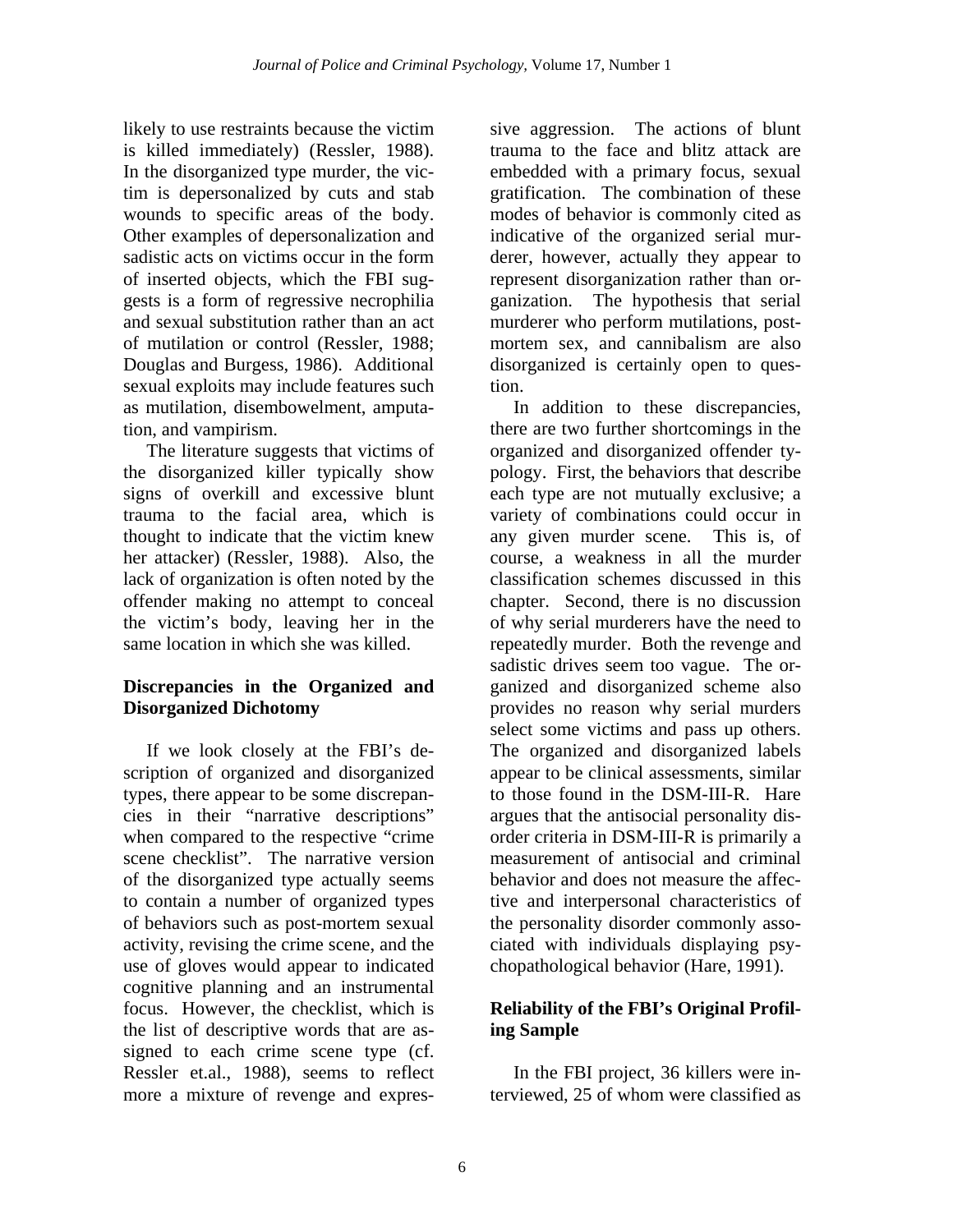likely to use restraints because the victim is killed immediately) (Ressler, 1988). In the disorganized type murder, the victim is depersonalized by cuts and stab wounds to specific areas of the body. Other examples of depersonalization and sadistic acts on victims occur in the form of inserted objects, which the FBI suggests is a form of regressive necrophilia and sexual substitution rather than an act of mutilation or control (Ressler, 1988; Douglas and Burgess, 1986). Additional sexual exploits may include features such as mutilation, disembowelment, amputation, and vampirism.

The literature suggests that victims of the disorganized killer typically show signs of overkill and excessive blunt trauma to the facial area, which is thought to indicate that the victim knew her attacker) (Ressler, 1988). Also, the lack of organization is often noted by the offender making no attempt to conceal the victim's body, leaving her in the same location in which she was killed.

**Discrepancies in the Organized and Disorganized Dichotomy**

If we look closely at the FBI's description of organized and disorganized types, there appear to be some discrepancies in their "narrative descriptions" when compared to the respective "crime scene checklist". The narrative version of the disorganized type actually seems to contain a number of organized types of behaviors such as post-mortem sexual activity, revising the crime scene, and the use of gloves would appear to indicated cognitive planning and an instrumental focus. However, the checklist, which is the list of descriptive words that are assigned to each crime scene type (cf. Ressler et.al., 1988), seems to reflect more a mixture of revenge and expressive aggression. The actions of blunt trauma to the face and blitz attack are embedded with a primary focus, sexual gratification. The combination of these modes of behavior is commonly cited as indicative of the organized serial murderer, however, actually they appear to represent disorganization rather than organization. The hypothesis that serial murderer who perform mutilations, post-mortem sex, and cannibalism are also disorganized is certainly open to question.

In addition to these discrepancies, there are two further shortcomings in the organized and disorganized offender typology. First, the behaviors that describe each type are not mutually exclusive; a variety of combinations could occur in any given murder scene. This is, of course, a weakness in all the murder classification schemes discussed in this chapter. Second, there is no discussion of why serial murderers have the need to repeatedly murder. Both the revenge and sadistic drives seem too vague. The organized and disorganized scheme also provides no reason why serial murders select some victims and pass up others. The organized and disorganized labels appear to be clinical assessments, similar to those found in the DSM-III-R. Hare argues that the antisocial personality disorder criteria in DSM-III-R is primarily a measurement of antisocial and criminal behavior and does not measure the affective and interpersonal characteristics of the personality disorder commonly associated with individuals displaying psychopathological behavior (Hare, 1991).

**Reliability of the FBI's Original Profiling Sample**

In the FBI project, 36 killers were interviewed, 25 of whom were classified as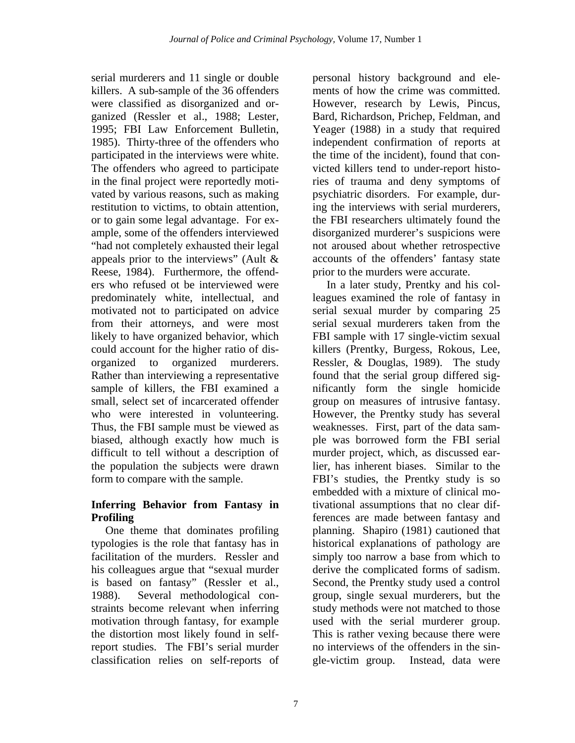serial murderers and 11 single or double killers. A sub-sample of the 36 offenders were classified as disorganized and organized (Ressler et al., 1988; Lester, 1995; FBI Law Enforcement Bulletin, 1985). Thirty-three of the offenders who participated in the interviews were white. The offenders who agreed to participate in the final project were reportedly motivated by various reasons, such as making restitution to victims, to obtain attention, or to gain some legal advantage. For example, some of the offenders interviewed "had not completely exhausted their legal appeals prior to the interviews" (Ault & Reese, 1984). Furthermore, the offenders who refused ot be interviewed were predominately white, intellectual, and motivated not to participated on advice from their attorneys, and were most likely to have organized behavior, which could account for the higher ratio of disorganized to organized murderers. Rather than interviewing a representative sample of killers, the FBI examined a small, select set of incarcerated offender who were interested in volunteering. Thus, the FBI sample must be viewed as biased, although exactly how much is difficult to tell without a description of the population the subjects were drawn form to compare with the sample.

## Inferring Behavior from Fantasy in Profiling

One theme that dominates profiling typologies is the role that fantasy has in facilitation of the murders. Ressler and his colleagues argue that "sexual murder is based on fantasy" (Ressler et al., 1988). Several methodological constraints become relevant when inferring motivation through fantasy, for example the distortion most likely found in self-report studies. The FBI's serial murder classification relies on self-reports of personal history background and elements of how the crime was committed. However, research by Lewis, Pincus, Bard, Richardson, Prichep, Feldman, and Yeager (1988) in a study that required independent confirmation of reports at the time of the incident), found that convicted killers tend to under-report histories of trauma and deny symptoms of psychiatric disorders. For example, during the interviews with serial murderers, the FBI researchers ultimately found the disorganized murderer's suspicions were not aroused about whether retrospective accounts of the offenders' fantasy state prior to the murders were accurate.

In a later study, Prentky and his colleagues examined the role of fantasy in serial sexual murder by comparing 25 serial sexual murderers taken from the FBI sample with 17 single-victim sexual killers (Prentky, Burgess, Rokous, Lee, Ressler, & Douglas, 1989). The study found that the serial group differed significantly form the single homicide group on measures of intrusive fantasy. However, the Prentky study has several weaknesses. First, part of the data sample was borrowed form the FBI serial murder project, which, as discussed earlier, has inherent biases. Similar to the FBI's studies, the Prentky study is so embedded with a mixture of clinical motivational assumptions that no clear differences are made between fantasy and planning. Shapiro (1981) cautioned that historical explanations of pathology are simply too narrow a base from which to derive the complicated forms of sadism. Second, the Prentky study used a control group, single sexual murderers, but the study methods were not matched to those used with the serial murderer group. This is rather vexing because there were no interviews of the offenders in the single-victim group. Instead, data were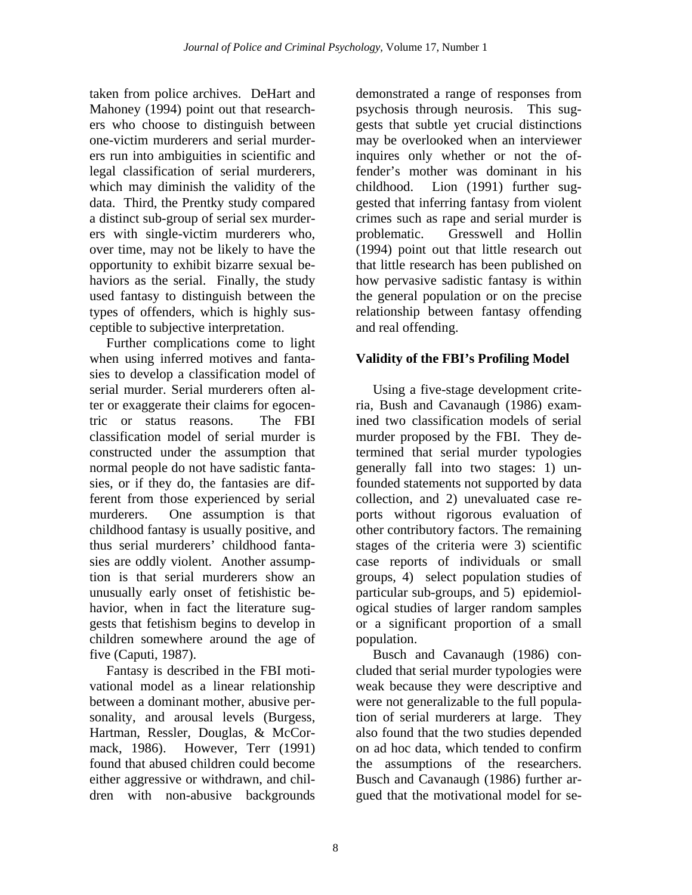taken from police archives. DeHart and Mahoney (1994) point out that researchers who choose to distinguish between one-victim murderers and serial murderers run into ambiguities in scientific and legal classification of serial murderers, which may diminish the validity of the data. Third, the Prentky study compared a distinct sub-group of serial sex murderers with single-victim murderers who, over time, may not be likely to have the opportunity to exhibit bizarre sexual behaviors as the serial. Finally, the study used fantasy to distinguish between the types of offenders, which is highly susceptible to subjective interpretation.

Further complications come to light when using inferred motives and fantasies to develop a classification model of serial murder. Serial murderers often alter or exaggerate their claims for egocentric or status reasons. The FBI classification model of serial murder is constructed under the assumption that normal people do not have sadistic fantasies, or if they do, the fantasies are different from those experienced by serial murderers. One assumption is that childhood fantasy is usually positive, and thus serial murderers' childhood fantasies are oddly violent. Another assumption is that serial murderers show an unusually early onset of fetishistic behavior, when in fact the literature suggests that fetishism begins to develop in children somewhere around the age of five (Caputi, 1987).

Fantasy is described in the FBI motivational model as a linear relationship between a dominant mother, abusive personality, and arousal levels (Burgess, Hartman, Ressler, Douglas, & McCormack, 1986). However, Terr (1991) found that abused children could become either aggressive or withdrawn, and children with non-abusive backgrounds demonstrated a range of responses from psychosis through neurosis. This suggests that subtle yet crucial distinctions may be overlooked when an interviewer inquires only whether or not the offender's mother was dominant in his childhood. Lion (1991) further suggested that inferring fantasy from violent crimes such as rape and serial murder is problematic. Gresswell and Hollin (1994) point out that little research out that little research has been published on how pervasive sadistic fantasy is within the general population or on the precise relationship between fantasy offending and real offending.

## Validity of the FBI's Profiling Model

Using a five-stage development criteria, Bush and Cavanaugh (1986) examined two classification models of serial murder proposed by the FBI. They determined that serial murder typologies generally fall into two stages: 1) unfounded statements not supported by data collection, and 2) unevaluated case reports without rigorous evaluation of other contributory factors. The remaining stages of the criteria were 3) scientific case reports of individuals or small groups, 4) select population studies of particular sub-groups, and 5) epidemiological studies of larger random samples or a significant proportion of a small population.

Busch and Cavanaugh (1986) concluded that serial murder typologies were weak because they were descriptive and were not generalizable to the full population of serial murderers at large. They also found that the two studies depended on ad hoc data, which tended to confirm the assumptions of the researchers. Busch and Cavanaugh (1986) further argued that the motivational model for se-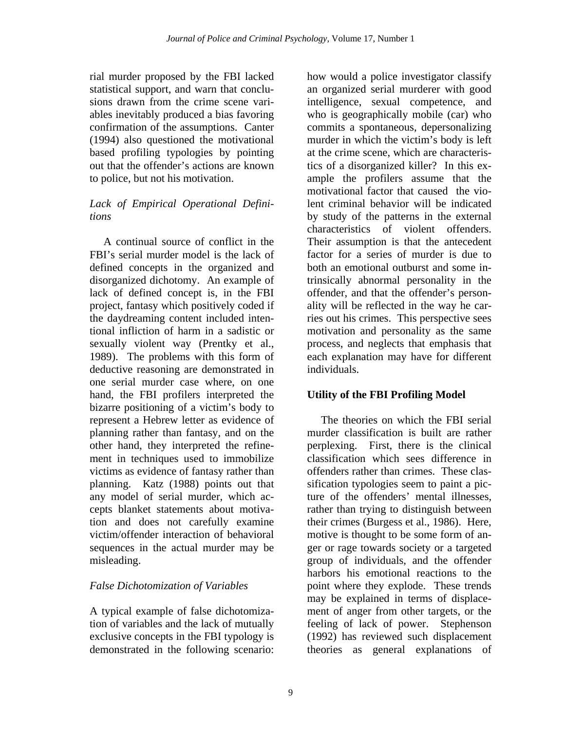rial murder proposed by the FBI lacked statistical support, and warn that conclusions drawn from the crime scene variables inevitably produced a bias favoring confirmation of the assumptions. Canter (1994) also questioned the motivational based profiling typologies by pointing out that the offender's actions are known to police, but not his motivation.

### *Lack of Empirical Operational Definitions*

A continual source of conflict in the FBI's serial murder model is the lack of defined concepts in the organized and disorganized dichotomy. An example of lack of defined concept is, in the FBI project, fantasy which positively coded if the daydreaming content included intentional infliction of harm in a sadistic or sexually violent way (Prentky et al., 1989). The problems with this form of deductive reasoning are demonstrated in one serial murder case where, on one hand, the FBI profilers interpreted the bizarre positioning of a victim's body to represent a Hebrew letter as evidence of planning rather than fantasy, and on the other hand, they interpreted the refinement in techniques used to immobilize victims as evidence of fantasy rather than planning. Katz (1988) points out that any model of serial murder, which accepts blanket statements about motivation and does not carefully examine victim/offender interaction of behavioral sequences in the actual murder may be misleading.

### *False Dichotomization of Variables*

A typical example of false dichotomization of variables and the lack of mutually exclusive concepts in the FBI typology is demonstrated in the following scenario: how would a police investigator classify an organized serial murderer with good intelligence, sexual competence, and who is geographically mobile (car) who commits a spontaneous, depersonalizing murder in which the victim's body is left at the crime scene, which are characteristics of a disorganized killer? In this example the profilers assume that the motivational factor that caused the violent criminal behavior will be indicated by study of the patterns in the external characteristics of violent offenders. Their assumption is that the antecedent factor for a series of murder is due to both an emotional outburst and some intrinsically abnormal personality in the offender, and that the offender's personality will be reflected in the way he carries out his crimes. This perspective sees motivation and personality as the same process, and neglects that emphasis that each explanation may have for different individuals.

## **Utility of the FBI Profiling Model**

The theories on which the FBI serial murder classification is built are rather perplexing. First, there is the clinical classification which sees difference in offenders rather than crimes. These classification typologies seem to paint a picture of the offenders' mental illnesses, rather than trying to distinguish between their crimes (Burgess et al., 1986). Here, motive is thought to be some form of anger or rage towards society or a targeted group of individuals, and the offender harbors his emotional reactions to the point where they explode. These trends may be explained in terms of displacement of anger from other targets, or the feeling of lack of power. Stephenson (1992) has reviewed such displacement theories as general explanations of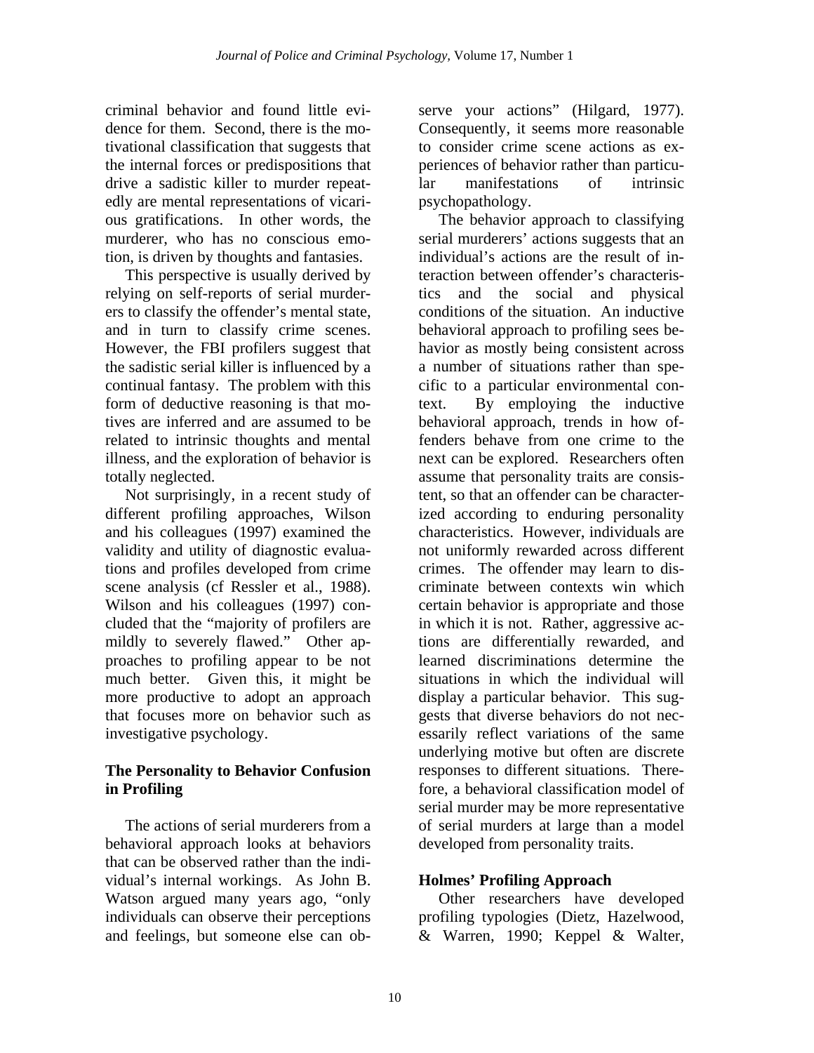criminal behavior and found little evidence for them. Second, there is the motivational classification that suggests that the internal forces or predispositions that drive a sadistic killer to murder repeatedly are mental representations of vicarious gratifications. In other words, the murderer, who has no conscious emotion, is driven by thoughts and fantasies.

This perspective is usually derived by relying on self-reports of serial murderers to classify the offender's mental state, and in turn to classify crime scenes. However, the FBI profilers suggest that the sadistic serial killer is influenced by a continual fantasy. The problem with this form of deductive reasoning is that motives are inferred and are assumed to be related to intrinsic thoughts and mental illness, and the exploration of behavior is totally neglected.

Not surprisingly, in a recent study of different profiling approaches, Wilson and his colleagues (1997) examined the validity and utility of diagnostic evaluations and profiles developed from crime scene analysis (cf Ressler et al., 1988). Wilson and his colleagues (1997) concluded that the "majority of profilers are mildly to severely flawed." Other approaches to profiling appear to be not much better. Given this, it might be more productive to adopt an approach that focuses more on behavior such as investigative psychology.

## The Personality to Behavior Confusion in Profiling

The actions of serial murderers from a behavioral approach looks at behaviors that can be observed rather than the individual's internal workings. As John B. Watson argued many years ago, "only individuals can observe their perceptions and feelings, but someone else can observe your actions" (Hilgard, 1977). Consequently, it seems more reasonable to consider crime scene actions as experiences of behavior rather than particular manifestations of intrinsic psychopathology.

The behavior approach to classifying serial murderers' actions suggests that an individual's actions are the result of interaction between offender's characteristics and the social and physical conditions of the situation. An inductive behavioral approach to profiling sees behavior as mostly being consistent across a number of situations rather than specific to a particular environmental context. By employing the inductive behavioral approach, trends in how offenders behave from one crime to the next can be explored. Researchers often assume that personality traits are consistent, so that an offender can be characterized according to enduring personality characteristics. However, individuals are not uniformly rewarded across different crimes. The offender may learn to discriminate between contexts win which certain behavior is appropriate and those in which it is not. Rather, aggressive actions are differentially rewarded, and learned discriminations determine the situations in which the individual will display a particular behavior. This suggests that diverse behaviors do not necessarily reflect variations of the same underlying motive but often are discrete responses to different situations. Therefore, a behavioral classification model of serial murder may be more representative of serial murders at large than a model developed from personality traits.

## Holmes' Profiling Approach

Other researchers have developed profiling typologies (Dietz, Hazelwood, & Warren, 1990; Keppel & Walter,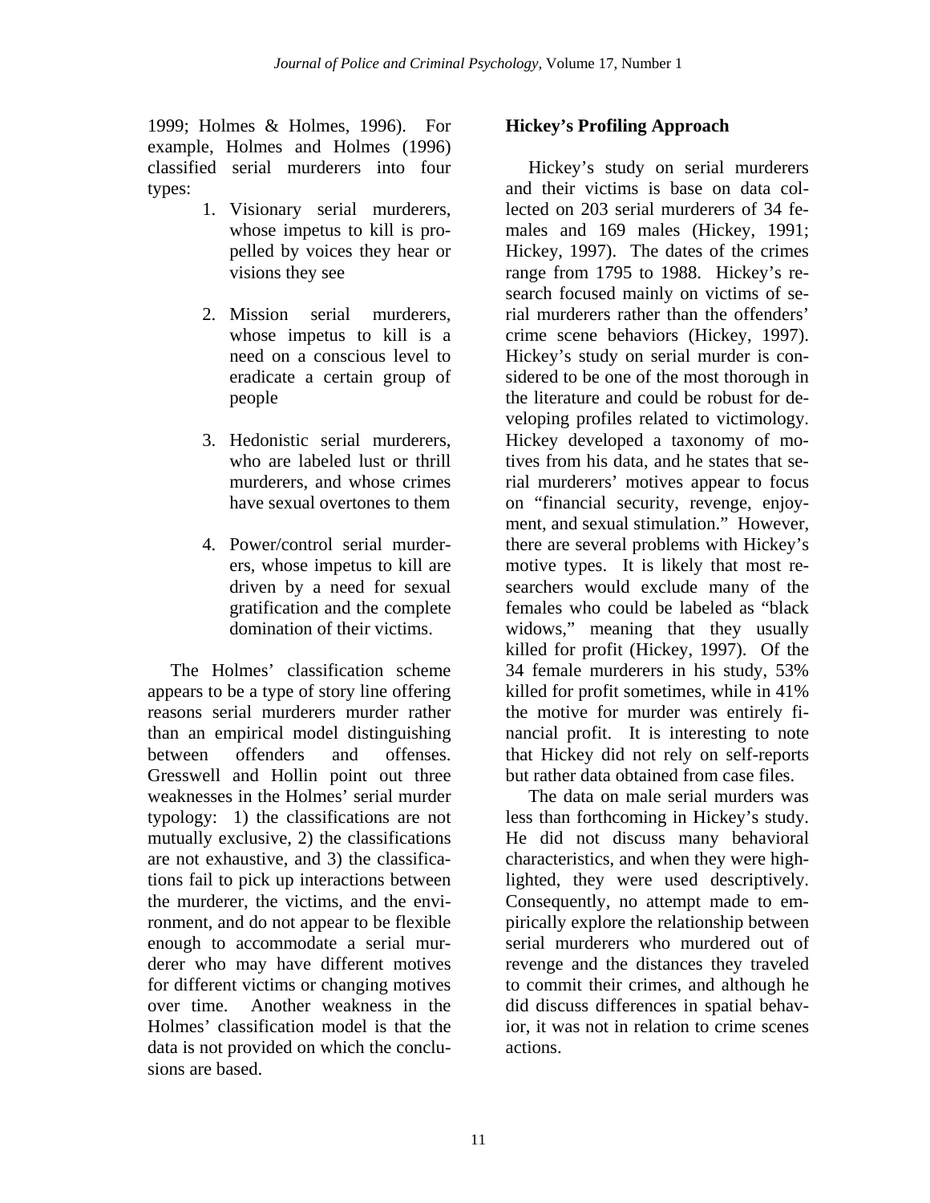1999; Holmes & Holmes, 1996). For example, Holmes and Holmes (1996) classified serial murderers into four types:

1. Visionary serial murderers, whose impetus to kill is propelled by voices they hear or visions they see

2. Mission serial murderers, whose impetus to kill is a need on a conscious level to eradicate a certain group of people

3. Hedonistic serial murderers, who are labeled lust or thrill murderers, and whose crimes have sexual overtones to them

4. Power/control serial murderers, whose impetus to kill are driven by a need for sexual gratification and the complete domination of their victims.

The Holmes' classification scheme appears to be a type of story line offering reasons serial murderers murder rather than an empirical model distinguishing between offenders and offenses. Gresswell and Hollin point out three weaknesses in the Holmes' serial murder typology: 1) the classifications are not mutually exclusive, 2) the classifications are not exhaustive, and 3) the classifications fail to pick up interactions between the murderer, the victims, and the environment, and do not appear to be flexible enough to accommodate a serial murderer who may have different motives for different victims or changing motives over time. Another weakness in the Holmes' classification model is that the data is not provided on which the conclusions are based.

### Hickey's Profiling Approach

Hickey's study on serial murderers and their victims is base on data collected on 203 serial murderers of 34 females and 169 males (Hickey, 1991; Hickey, 1997). The dates of the crimes range from 1795 to 1988. Hickey's research focused mainly on victims of serial murderers rather than the offenders' crime scene behaviors (Hickey, 1997). Hickey's study on serial murder is considered to be one of the most thorough in the literature and could be robust for developing profiles related to victimology. Hickey developed a taxonomy of motives from his data, and he states that serial murderers' motives appear to focus on "financial security, revenge, enjoyment, and sexual stimulation." However, there are several problems with Hickey's motive types. It is likely that most researchers would exclude many of the females who could be labeled as "black widows," meaning that they usually killed for profit (Hickey, 1997). Of the 34 female murderers in his study, 53% killed for profit sometimes, while in 41% the motive for murder was entirely financial profit. It is interesting to note that Hickey did not rely on self-reports but rather data obtained from case files.

The data on male serial murders was less than forthcoming in Hickey's study. He did not discuss many behavioral characteristics, and when they were highlighted, they were used descriptively. Consequently, no attempt made to empirically explore the relationship between serial murderers who murdered out of revenge and the distances they traveled to commit their crimes, and although he did discuss differences in spatial behavior, it was not in relation to crime scenes actions.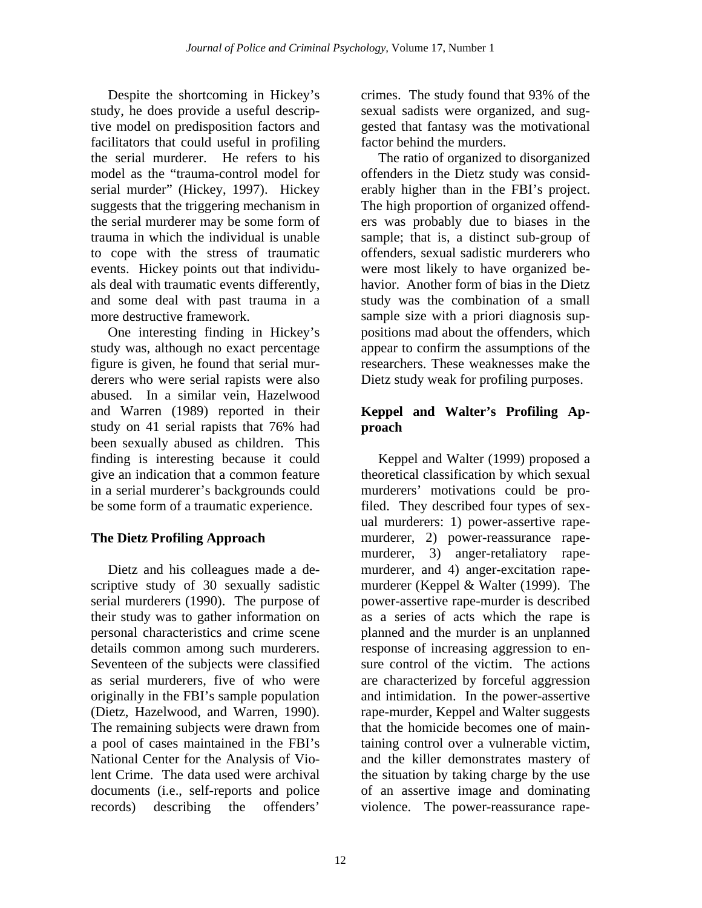Despite the shortcoming in Hickey's study, he does provide a useful descriptive model on predisposition factors and facilitators that could useful in profiling the serial murderer. He refers to his model as the "trauma-control model for serial murder" (Hickey, 1997). Hickey suggests that the triggering mechanism in the serial murderer may be some form of trauma in which the individual is unable to cope with the stress of traumatic events. Hickey points out that individuals deal with traumatic events differently, and some deal with past trauma in a more destructive framework.

One interesting finding in Hickey's study was, although no exact percentage figure is given, he found that serial murderers who were serial rapists were also abused. In a similar vein, Hazelwood and Warren (1989) reported in their study on 41 serial rapists that 76% had been sexually abused as children. This finding is interesting because it could give an indication that a common feature in a serial murderer's backgrounds could be some form of a traumatic experience.

## The Dietz Profiling Approach

Dietz and his colleagues made a descriptive study of 30 sexually sadistic serial murderers (1990). The purpose of their study was to gather information on personal characteristics and crime scene details common among such murderers. Seventeen of the subjects were classified as serial murderers, five of who were originally in the FBI's sample population (Dietz, Hazelwood, and Warren, 1990). The remaining subjects were drawn from a pool of cases maintained in the FBI's National Center for the Analysis of Violent Crime. The data used were archival documents (i.e., self-reports and police records) describing the offenders' crimes. The study found that 93% of the sexual sadists were organized, and suggested that fantasy was the motivational factor behind the murders.

The ratio of organized to disorganized offenders in the Dietz study was considerably higher than in the FBI's project. The high proportion of organized offenders was probably due to biases in the sample; that is, a distinct sub-group of offenders, sexual sadistic murderers who were most likely to have organized behavior. Another form of bias in the Dietz study was the combination of a small sample size with a priori diagnosis suppositions mad about the offenders, which appear to confirm the assumptions of the researchers. These weaknesses make the Dietz study weak for profiling purposes.

## Keppel and Walter's Profiling Approach

Keppel and Walter (1999) proposed a theoretical classification by which sexual murderers' motivations could be profiled. They described four types of sexual murderers: 1) power-assertive rape-murderer, 2) power-reassurance rape-murderer, 3) anger-retaliatory rape-murderer, and 4) anger-excitation rape-murderer (Keppel & Walter (1999). The power-assertive rape-murder is described as a series of acts which the rape is planned and the murder is an unplanned response of increasing aggression to ensure control of the victim. The actions are characterized by forceful aggression and intimidation. In the power-assertive rape-murder, Keppel and Walter suggests that the homicide becomes one of maintaining control over a vulnerable victim, and the killer demonstrates mastery of the situation by taking charge by the use of an assertive image and dominating violence. The power-reassurance rape-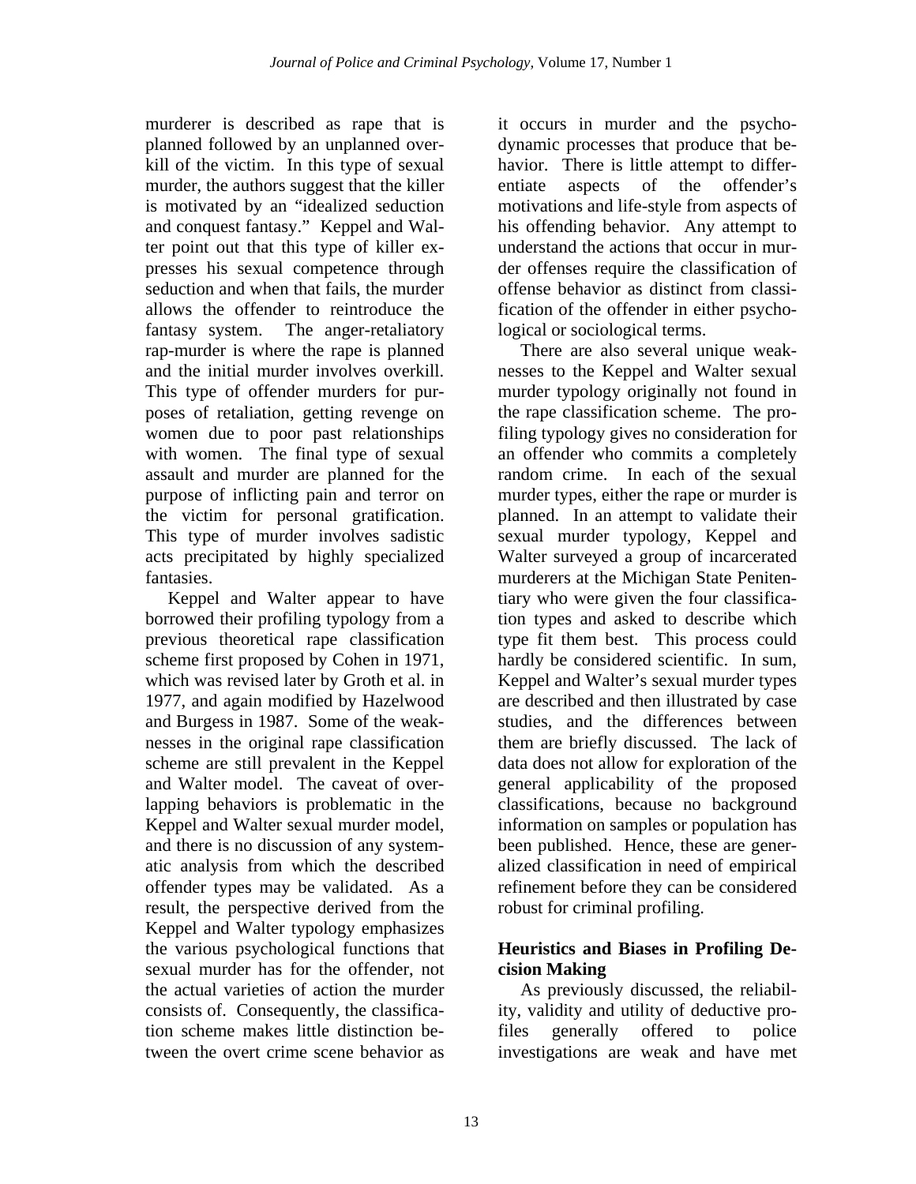murderer is described as rape that is planned followed by an unplanned overkill of the victim. In this type of sexual murder, the authors suggest that the killer is motivated by an "idealized seduction and conquest fantasy." Keppel and Walter point out that this type of killer expresses his sexual competence through seduction and when that fails, the murder allows the offender to reintroduce the fantasy system. The anger-retaliatory rap-murder is where the rape is planned and the initial murder involves overkill. This type of offender murders for purposes of retaliation, getting revenge on women due to poor past relationships with women. The final type of sexual assault and murder are planned for the purpose of inflicting pain and terror on the victim for personal gratification. This type of murder involves sadistic acts precipitated by highly specialized fantasies.

Keppel and Walter appear to have borrowed their profiling typology from a previous theoretical rape classification scheme first proposed by Cohen in 1971, which was revised later by Groth et al. in 1977, and again modified by Hazelwood and Burgess in 1987. Some of the weaknesses in the original rape classification scheme are still prevalent in the Keppel and Walter model. The caveat of overlapping behaviors is problematic in the Keppel and Walter sexual murder model, and there is no discussion of any systematic analysis from which the described offender types may be validated. As a result, the perspective derived from the Keppel and Walter typology emphasizes the various psychological functions that sexual murder has for the offender, not the actual varieties of action the murder consists of. Consequently, the classification scheme makes little distinction between the overt crime scene behavior as it occurs in murder and the psychodynamic processes that produce that behavior. There is little attempt to differentiate aspects of the offender's motivations and life-style from aspects of his offending behavior. Any attempt to understand the actions that occur in murder offenses require the classification of offense behavior as distinct from classification of the offender in either psychological or sociological terms.

There are also several unique weaknesses to the Keppel and Walter sexual murder typology originally not found in the rape classification scheme. The profiling typology gives no consideration for an offender who commits a completely random crime. In each of the sexual murder types, either the rape or murder is planned. In an attempt to validate their sexual murder typology, Keppel and Walter surveyed a group of incarcerated murderers at the Michigan State Penitentiary who were given the four classification types and asked to describe which type fit them best. This process could hardly be considered scientific. In sum, Keppel and Walter's sexual murder types are described and then illustrated by case studies, and the differences between them are briefly discussed. The lack of data does not allow for exploration of the general applicability of the proposed classifications, because no background information on samples or population has been published. Hence, these are generalized classification in need of empirical refinement before they can be considered robust for criminal profiling.

## Heuristics and Biases in Profiling Decision Making

As previously discussed, the reliability, validity and utility of deductive profiles generally offered to police investigations are weak and have met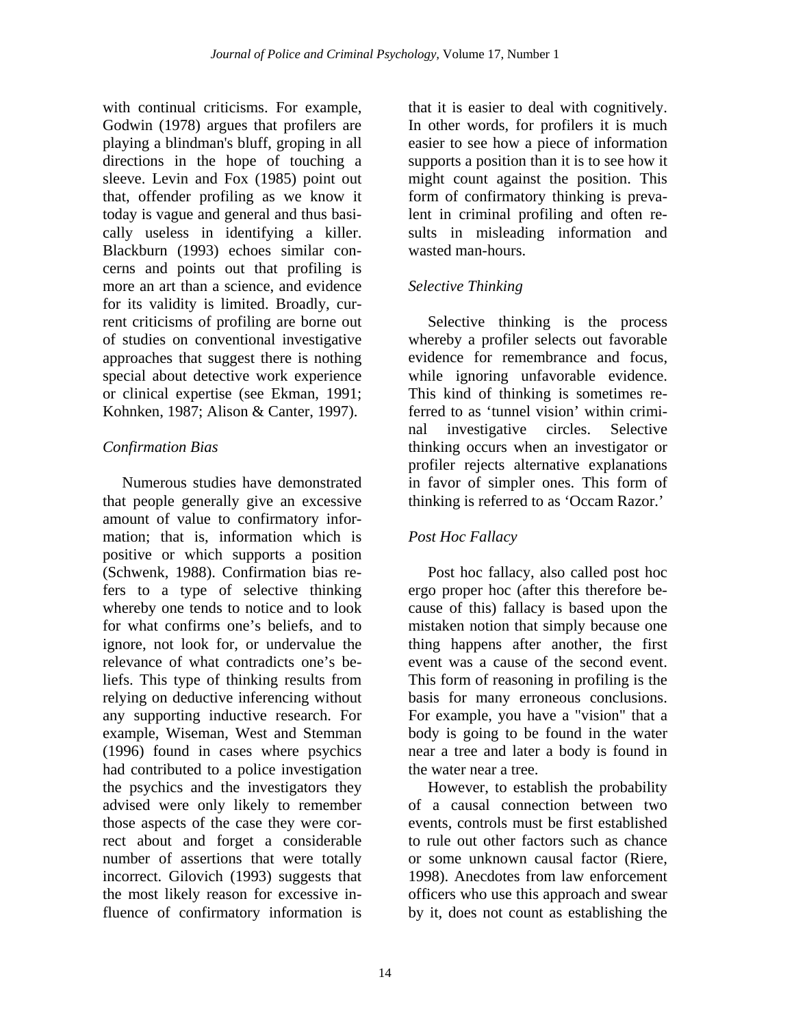with continual criticisms. For example, Godwin (1978) argues that profilers are playing a blindman's bluff, groping in all directions in the hope of touching a sleeve. Levin and Fox (1985) point out that, offender profiling as we know it today is vague and general and thus basically useless in identifying a killer. Blackburn (1993) echoes similar concerns and points out that profiling is more an art than a science, and evidence for its validity is limited. Broadly, current criticisms of profiling are borne out of studies on conventional investigative approaches that suggest there is nothing special about detective work experience or clinical expertise (see Ekman, 1991; Kohnken, 1987; Alison & Canter, 1997).

### *Confirmation Bias*

Numerous studies have demonstrated that people generally give an excessive amount of value to confirmatory information; that is, information which is positive or which supports a position (Schwenk, 1988). Confirmation bias refers to a type of selective thinking whereby one tends to notice and to look for what confirms one's beliefs, and to ignore, not look for, or undervalue the relevance of what contradicts one's beliefs. This type of thinking results from relying on deductive inferencing without any supporting inductive research. For example, Wiseman, West and Stemman (1996) found in cases where psychics had contributed to a police investigation the psychics and the investigators they advised were only likely to remember those aspects of the case they were correct about and forget a considerable number of assertions that were totally incorrect. Gilovich (1993) suggests that the most likely reason for excessive influence of confirmatory information is that it is easier to deal with cognitively. In other words, for profilers it is much easier to see how a piece of information supports a position than it is to see how it might count against the position. This form of confirmatory thinking is prevalent in criminal profiling and often results in misleading information and wasted man-hours.

### *Selective Thinking*

Selective thinking is the process whereby a profiler selects out favorable evidence for remembrance and focus, while ignoring unfavorable evidence. This kind of thinking is sometimes referred to as 'tunnel vision' within criminal investigative circles. Selective thinking occurs when an investigator or profiler rejects alternative explanations in favor of simpler ones. This form of thinking is referred to as 'Occam Razor.'

### *Post Hoc Fallacy*

Post hoc fallacy, also called post hoc ergo proper hoc (after this therefore because of this) fallacy is based upon the mistaken notion that simply because one thing happens after another, the first event was a cause of the second event. This form of reasoning in profiling is the basis for many erroneous conclusions. For example, you have a "vision" that a body is going to be found in the water near a tree and later a body is found in the water near a tree.

However, to establish the probability of a causal connection between two events, controls must be first established to rule out other factors such as chance or some unknown causal factor (Riere, 1998). Anecdotes from law enforcement officers who use this approach and swear by it, does not count as establishing the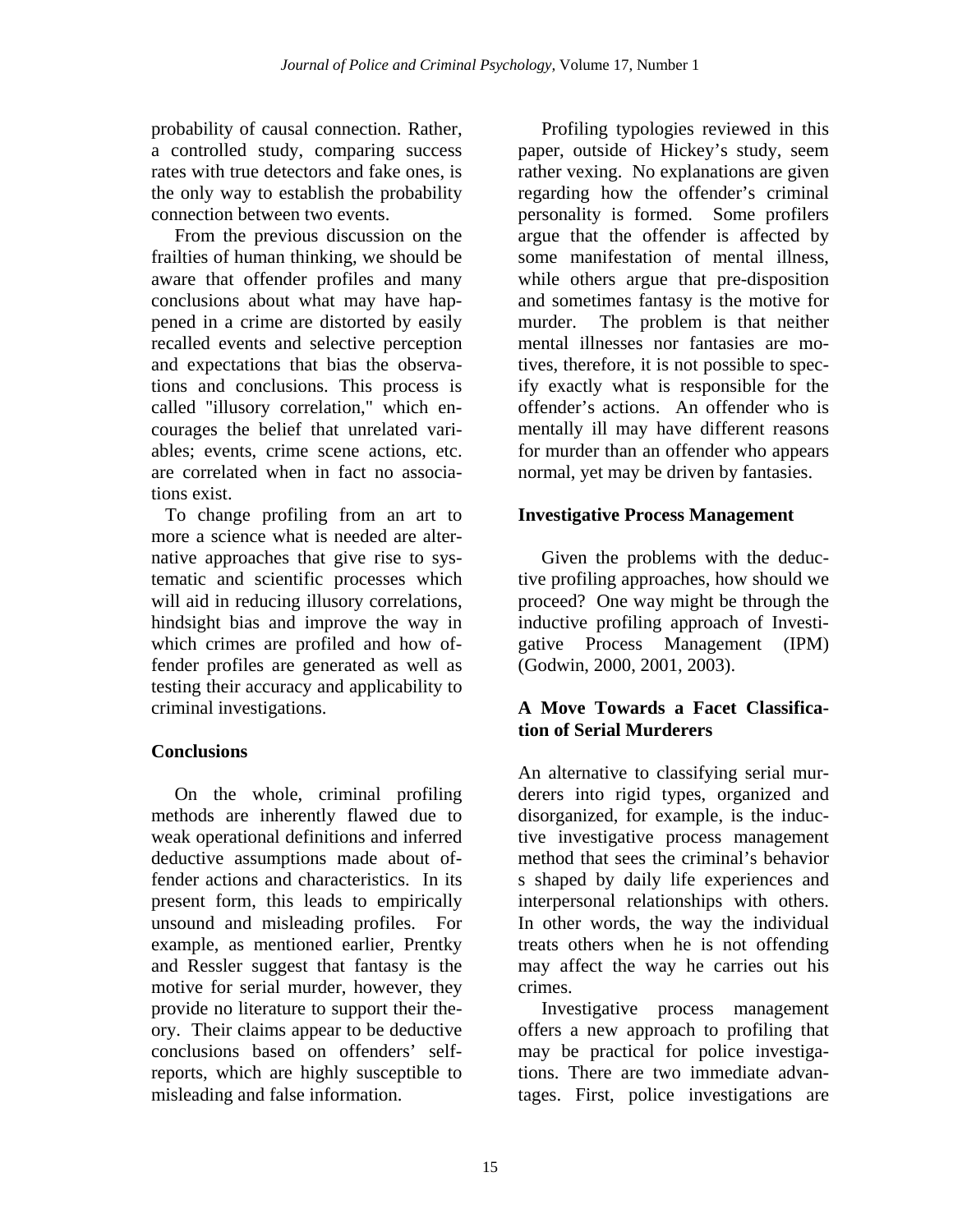probability of causal connection. Rather, a controlled study, comparing success rates with true detectors and fake ones, is the only way to establish the probability connection between two events.

From the previous discussion on the frailties of human thinking, we should be aware that offender profiles and many conclusions about what may have happened in a crime are distorted by easily recalled events and selective perception and expectations that bias the observations and conclusions. This process is called "illusory correlation," which encourages the belief that unrelated variables; events, crime scene actions, etc. are correlated when in fact no associations exist.

To change profiling from an art to more a science what is needed are alternative approaches that give rise to systematic and scientific processes which will aid in reducing illusory correlations, hindsight bias and improve the way in which crimes are profiled and how offender profiles are generated as well as testing their accuracy and applicability to criminal investigations.

## Conclusions

On the whole, criminal profiling methods are inherently flawed due to weak operational definitions and inferred deductive assumptions made about offender actions and characteristics. In its present form, this leads to empirically unsound and misleading profiles. For example, as mentioned earlier, Prentky and Ressler suggest that fantasy is the motive for serial murder, however, they provide no literature to support their theory. Their claims appear to be deductive conclusions based on offenders' self-reports, which are highly susceptible to misleading and false information.

Profiling typologies reviewed in this paper, outside of Hickey's study, seem rather vexing. No explanations are given regarding how the offender's criminal personality is formed. Some profilers argue that the offender is affected by some manifestation of mental illness, while others argue that pre-disposition and sometimes fantasy is the motive for murder. The problem is that neither mental illnesses nor fantasies are motives, therefore, it is not possible to specify exactly what is responsible for the offender's actions. An offender who is mentally ill may have different reasons for murder than an offender who appears normal, yet may be driven by fantasies.

## Investigative Process Management

Given the problems with the deductive profiling approaches, how should we proceed? One way might be through the inductive profiling approach of Investigative Process Management (IPM) (Godwin, 2000, 2001, 2003).

## A Move Towards a Facet Classification of Serial Murderers

An alternative to classifying serial murderers into rigid types, organized and disorganized, for example, is the inductive investigative process management method that sees the criminal's behavior s shaped by daily life experiences and interpersonal relationships with others. In other words, the way the individual treats others when he is not offending may affect the way he carries out his crimes.

Investigative process management offers a new approach to profiling that may be practical for police investigations. There are two immediate advantages. First, police investigations are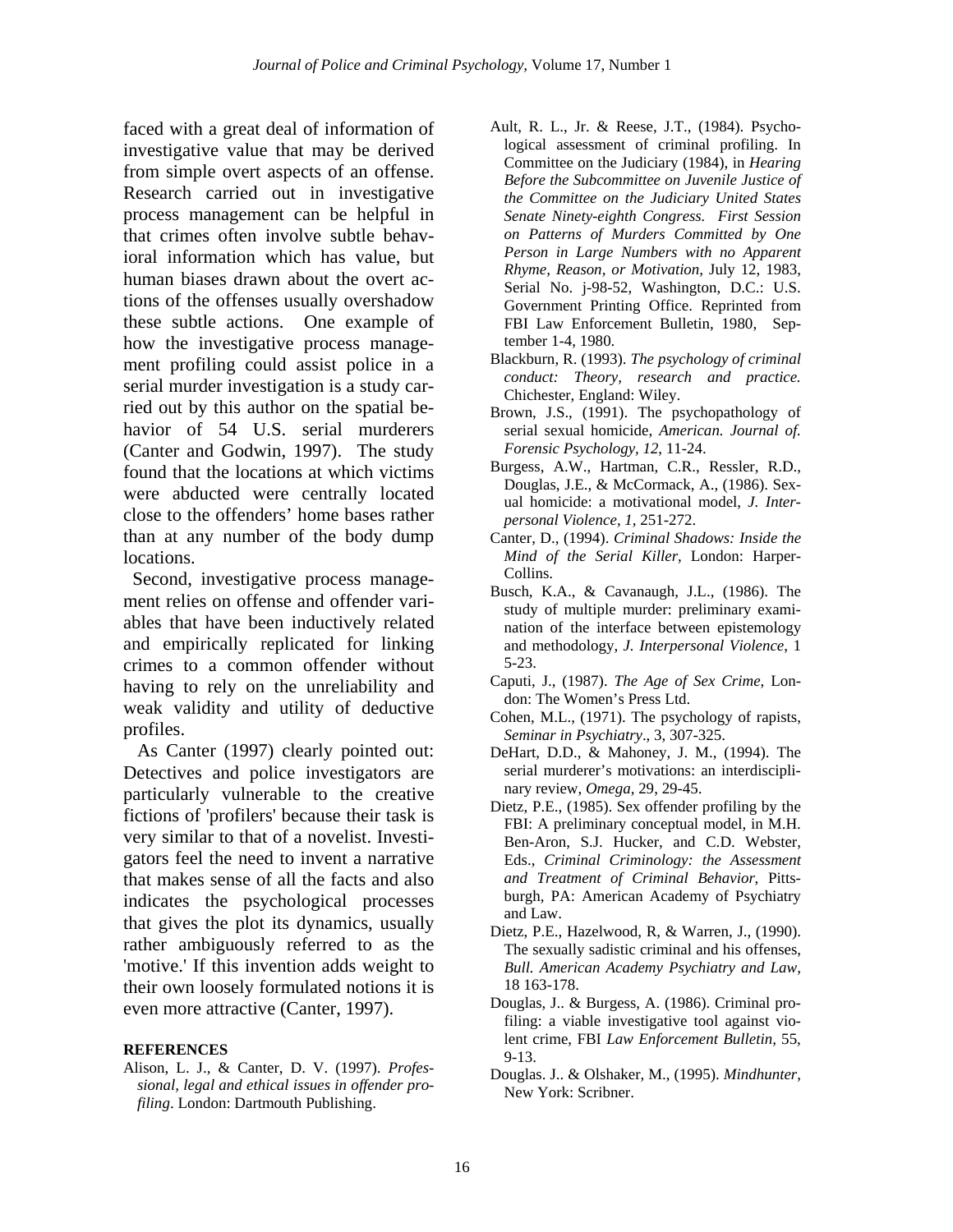faced with a great deal of information of investigative value that may be derived from simple overt aspects of an offense. Research carried out in investigative process management can be helpful in that crimes often involve subtle behavioral information which has value, but human biases drawn about the overt actions of the offenses usually overshadow these subtle actions. One example of how the investigative process management profiling could assist police in a serial murder investigation is a study carried out by this author on the spatial behavior of 54 U.S. serial murderers (Canter and Godwin, 1997). The study found that the locations at which victims were abducted were centrally located close to the offenders' home bases rather than at any number of the body dump locations.

Second, investigative process management relies on offense and offender variables that have been inductively related and empirically replicated for linking crimes to a common offender without having to rely on the unreliability and weak validity and utility of deductive profiles.

As Canter (1997) clearly pointed out: Detectives and police investigators are particularly vulnerable to the creative fictions of 'profilers' because their task is very similar to that of a novelist. Investigators feel the need to invent a narrative that makes sense of all the facts and also indicates the psychological processes that gives the plot its dynamics, usually rather ambiguously referred to as the 'motive.' If this invention adds weight to their own loosely formulated notions it is even more attractive (Canter, 1997).

**REFERENCES**

Alison, L. J., & Canter, D. V. (1997). *Professional, legal and ethical issues in offender profiling*. London: Dartmouth Publishing.

Ault, R. L., Jr. & Reese, J.T., (1984). Psychological assessment of criminal profiling. In Committee on the Judiciary (1984), in *Hearing Before the Subcommittee on Juvenile Justice of the Committee on the Judiciary United States Senate Ninety-eighth Congress. First Session on Patterns of Murders Committed by One Person in Large Numbers with no Apparent Rhyme, Reason, or Motivation*, July 12, 1983, Serial No. j-98-52, Washington, D.C.: U.S. Government Printing Office. Reprinted from FBI Law Enforcement Bulletin, 1980, September 1-4, 1980.

Blackburn, R. (1993). *The psychology of criminal conduct: Theory, research and practice.* Chichester, England: Wiley.

Brown, J.S., (1991). The psychopathology of serial sexual homicide, *American. Journal of. Forensic Psychology, 12*, 11-24.

Burgess, A.W., Hartman, C.R., Ressler, R.D., Douglas, J.E., & McCormack, A., (1986). Sexual homicide: a motivational model, *J. Interpersonal Violence*, *1*, 251-272.

Canter, D., (1994). *Criminal Shadows: Inside the Mind of the Serial Killer*, London: Harper-Collins.

Busch, K.A., & Cavanaugh, J.L., (1986). The study of multiple murder: preliminary examination of the interface between epistemology and methodology, *J. Interpersonal Violence*, 1 5-23.

Caputi, J., (1987). *The Age of Sex Crime*, London: The Women's Press Ltd.

Cohen, M.L., (1971). The psychology of rapists, *Seminar in Psychiatry*., 3, 307-325.

DeHart, D.D., & Mahoney, J. M., (1994). The serial murderer's motivations: an interdisciplinary review, *Omega*, 29, 29-45.

Dietz, P.E., (1985). Sex offender profiling by the FBI: A preliminary conceptual model, in M.H. Ben-Aron, S.J. Hucker, and C.D. Webster, Eds., *Criminal Criminology: the Assessment and Treatment of Criminal Behavior*, Pittsburgh, PA: American Academy of Psychiatry and Law.

Dietz, P.E., Hazelwood, R, & Warren, J., (1990). The sexually sadistic criminal and his offenses, *Bull. American Academy Psychiatry and Law,* 18 163-178.

Douglas, J.. & Burgess, A. (1986). Criminal profiling: a viable investigative tool against violent crime, FBI *Law Enforcement Bulletin*, 55, 9-13.

Douglas. J.. & Olshaker, M., (1995). *Mindhunter*, New York: Scribner.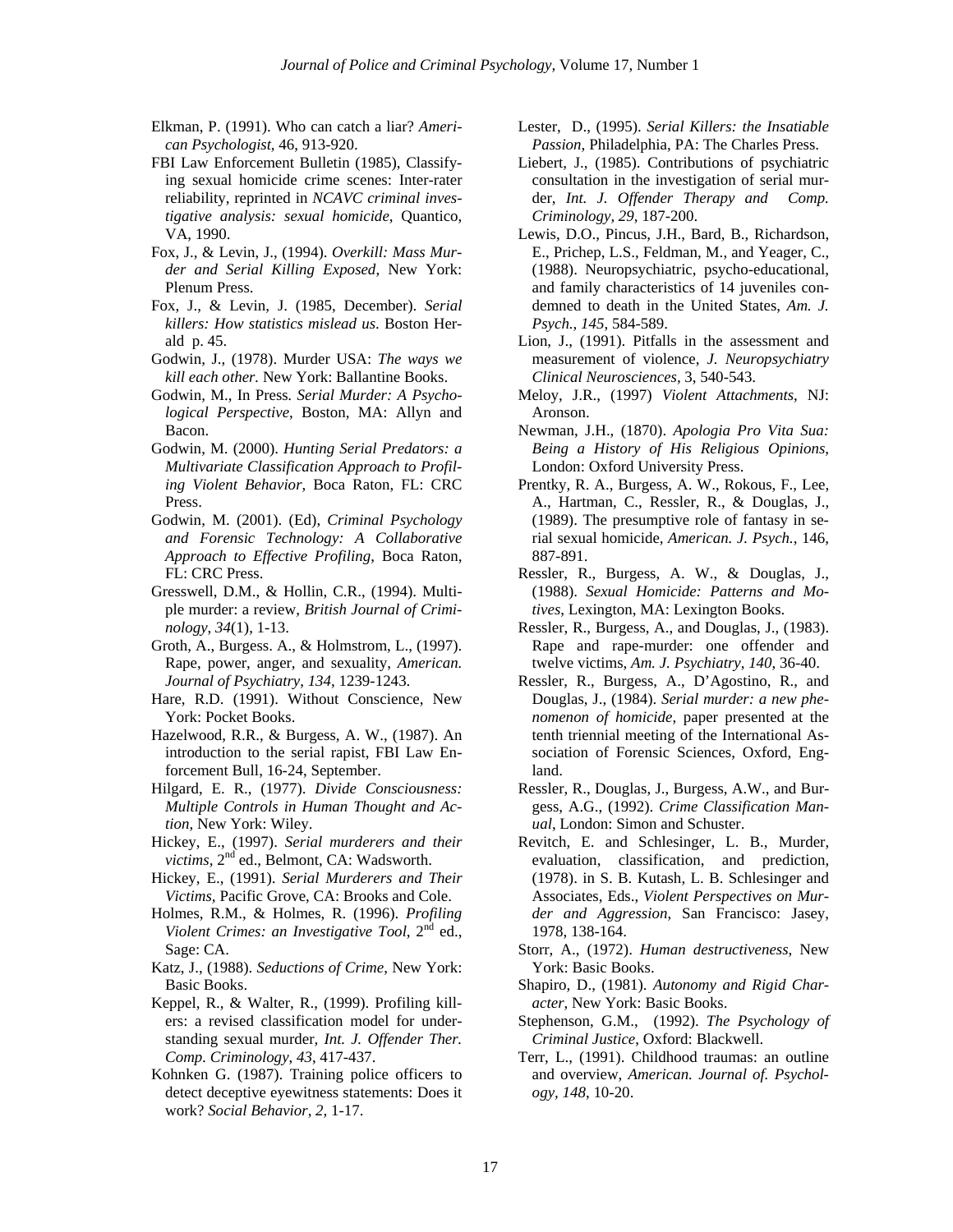Elkman, P. (1991). Who can catch a liar? *American Psychologist*, 46, 913-920.

FBI Law Enforcement Bulletin (1985), Classifying sexual homicide crime scenes: Inter-rater reliability, reprinted in *NCAVC criminal investigative analysis: sexual homicide*, Quantico, VA, 1990.

Fox, J., & Levin, J., (1994). *Overkill: Mass Murder and Serial Killing Exposed*, New York: Plenum Press.

Fox, J., & Levin, J. (1985, December). *Serial killers: How statistics mislead us*. Boston Herald p. 45.

Godwin, J., (1978). Murder USA: *The ways we kill each other.* New York: Ballantine Books.

Godwin, M., In Press. *Serial Murder: A Psychological Perspective*, Boston, MA: Allyn and Bacon.

Godwin, M. (2000). *Hunting Serial Predators: a Multivariate Classification Approach to Profiling Violent Behavior*, Boca Raton, FL: CRC Press.

Godwin, M. (2001). (Ed), *Criminal Psychology and Forensic Technology: A Collaborative Approach to Effective Profiling*, Boca Raton, FL: CRC Press.

Gresswell, D.M., & Hollin, C.R., (1994). Multiple murder: a review, *British Journal of Criminology, 34*(1), 1-13.

Groth, A., Burgess. A., & Holmstrom, L., (1997). Rape, power, anger, and sexuality, *American. Journal of Psychiatry*, *134*, 1239-1243.

Hare, R.D. (1991). Without Conscience, New York: Pocket Books.

Hazelwood, R.R., & Burgess, A. W., (1987). An introduction to the serial rapist, FBI Law Enforcement Bull, 16-24, September.

Hilgard, E. R., (1977). *Divide Consciousness: Multiple Controls in Human Thought and Action*, New York: Wiley.

Hickey, E., (1997). *Serial murderers and their victims,* 2nd ed., Belmont, CA: Wadsworth.

Hickey, E., (1991). *Serial Murderers and Their Victims,* Pacific Grove, CA: Brooks and Cole.

Holmes, R.M., & Holmes, R. (1996). *Profiling Violent Crimes: an Investigative Tool*, 2nd ed., Sage: CA.

Katz, J., (1988). *Seductions of Crime*, New York: Basic Books.

Keppel, R., & Walter, R., (1999). Profiling killers: a revised classification model for understanding sexual murder, *Int. J. Offender Ther. Comp. Criminology*, *43*, 417-437.

Kohnken G. (1987). Training police officers to detect deceptive eyewitness statements: Does it work? *Social Behavior, 2,* 1-17.

Lester, D., (1995). *Serial Killers: the Insatiable Passion,* Philadelphia, PA: The Charles Press.

Liebert, J., (1985). Contributions of psychiatric consultation in the investigation of serial murder, *Int. J. Offender Therapy and Comp. Criminology, 29*, 187-200.

Lewis, D.O., Pincus, J.H., Bard, B., Richardson, E., Prichep, L.S., Feldman, M., and Yeager, C., (1988). Neuropsychiatric, psycho-educational, and family characteristics of 14 juveniles condemned to death in the United States, *Am. J. Psych., 145*, 584-589.

Lion, J., (1991). Pitfalls in the assessment and measurement of violence, *J. Neuropsychiatry Clinical Neurosciences,* 3, 540-543.

Meloy, J.R., (1997) *Violent Attachments*, NJ: Aronson.

Newman, J.H., (1870). *Apologia Pro Vita Sua: Being a History of His Religious Opinions*, London: Oxford University Press.

Prentky, R. A., Burgess, A. W., Rokous, F., Lee, A., Hartman, C., Ressler, R., & Douglas, J., (1989). The presumptive role of fantasy in serial sexual homicide, *American. J. Psych.*, 146, 887-891.

Ressler, R., Burgess, A. W., & Douglas, J., (1988). *Sexual Homicide: Patterns and Motives*, Lexington, MA: Lexington Books.

Ressler, R., Burgess, A., and Douglas, J., (1983). Rape and rape-murder: one offender and twelve victims, *Am. J. Psychiatry, 140*, 36-40.

Ressler, R., Burgess, A., D'Agostino, R., and Douglas, J., (1984). *Serial murder: a new phenomenon of homicide*, paper presented at the tenth triennial meeting of the International Association of Forensic Sciences, Oxford, England.

Ressler, R., Douglas, J., Burgess, A.W., and Burgess, A.G., (1992). *Crime Classification Manual*, London: Simon and Schuster.

Revitch, E. and Schlesinger, L. B., Murder, evaluation, classification, and prediction, (1978). in S. B. Kutash, L. B. Schlesinger and Associates, Eds., *Violent Perspectives on Murder and Aggression*, San Francisco: Jasey, 1978, 138-164.

Storr, A., (1972). *Human destructiveness*, New York: Basic Books.

Shapiro, D., (1981). *Autonomy and Rigid Character*, New York: Basic Books.

Stephenson, G.M., (1992). *The Psychology of Criminal Justice*, Oxford: Blackwell.

Terr, L., (1991). Childhood traumas: an outline and overview, *American. Journal of. Psychology, 148*, 10-20.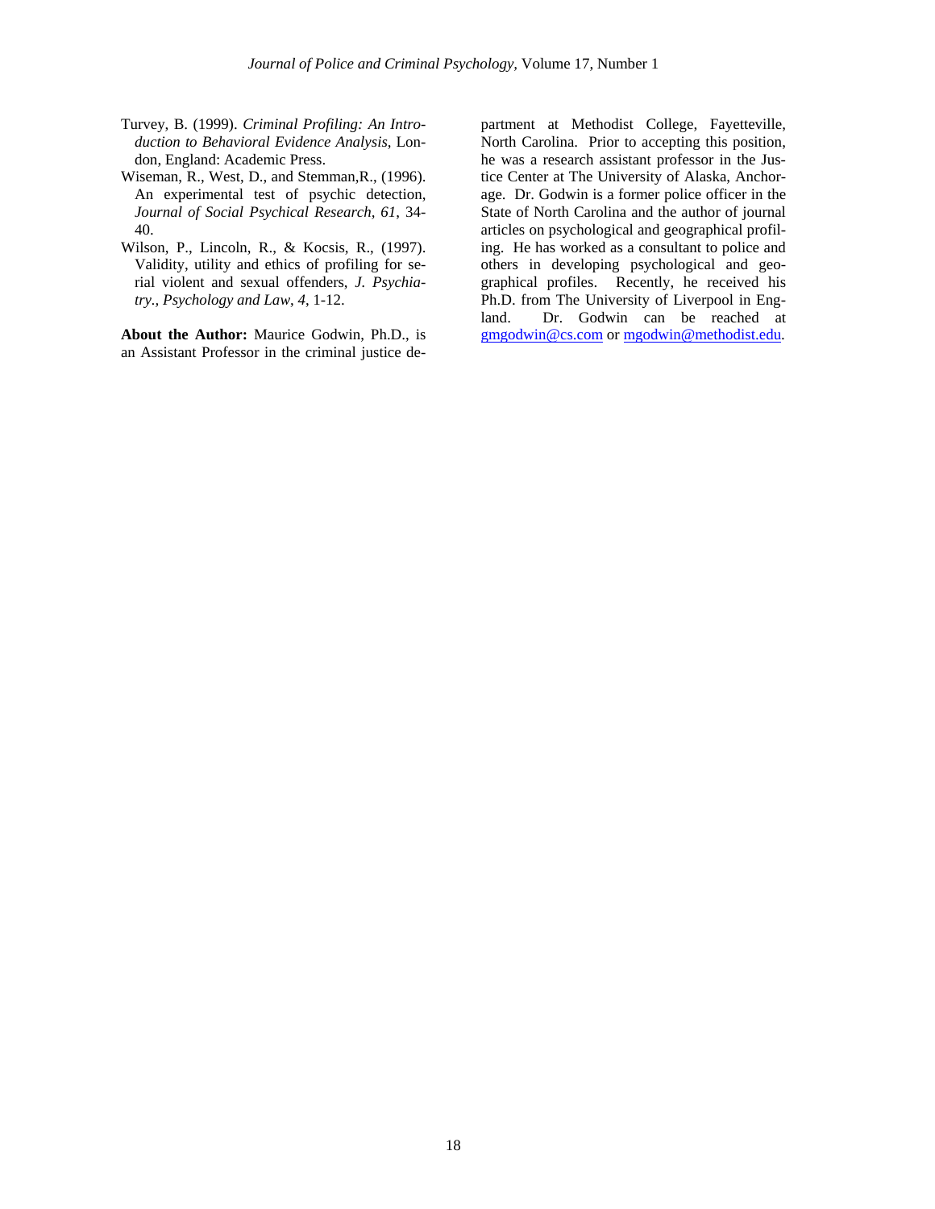Turvey, B. (1999). *Criminal Profiling: An Introduction to Behavioral Evidence Analysis*, London, England: Academic Press.

Wiseman, R., West, D., and Stemman,R., (1996). An experimental test of psychic detection, *Journal of Social Psychical Research*, *61*, 34-40.

Wilson, P., Lincoln, R., & Kocsis, R., (1997). Validity, utility and ethics of profiling for serial violent and sexual offenders, *J. Psychiatry., Psychology and Law*, *4*, 1-12.

**About the Author:** Maurice Godwin, Ph.D., is an Assistant Professor in the criminal justice department at Methodist College, Fayetteville, North Carolina. Prior to accepting this position, he was a research assistant professor in the Justice Center at The University of Alaska, Anchorage. Dr. Godwin is a former police officer in the State of North Carolina and the author of journal articles on psychological and geographical profiling. He has worked as a consultant to police and others in developing psychological and geographical profiles. Recently, he received his Ph.D. from The University of Liverpool in England. Dr. Godwin can be reached at gmgodwin@cs.com or mgodwin@methodist.edu.